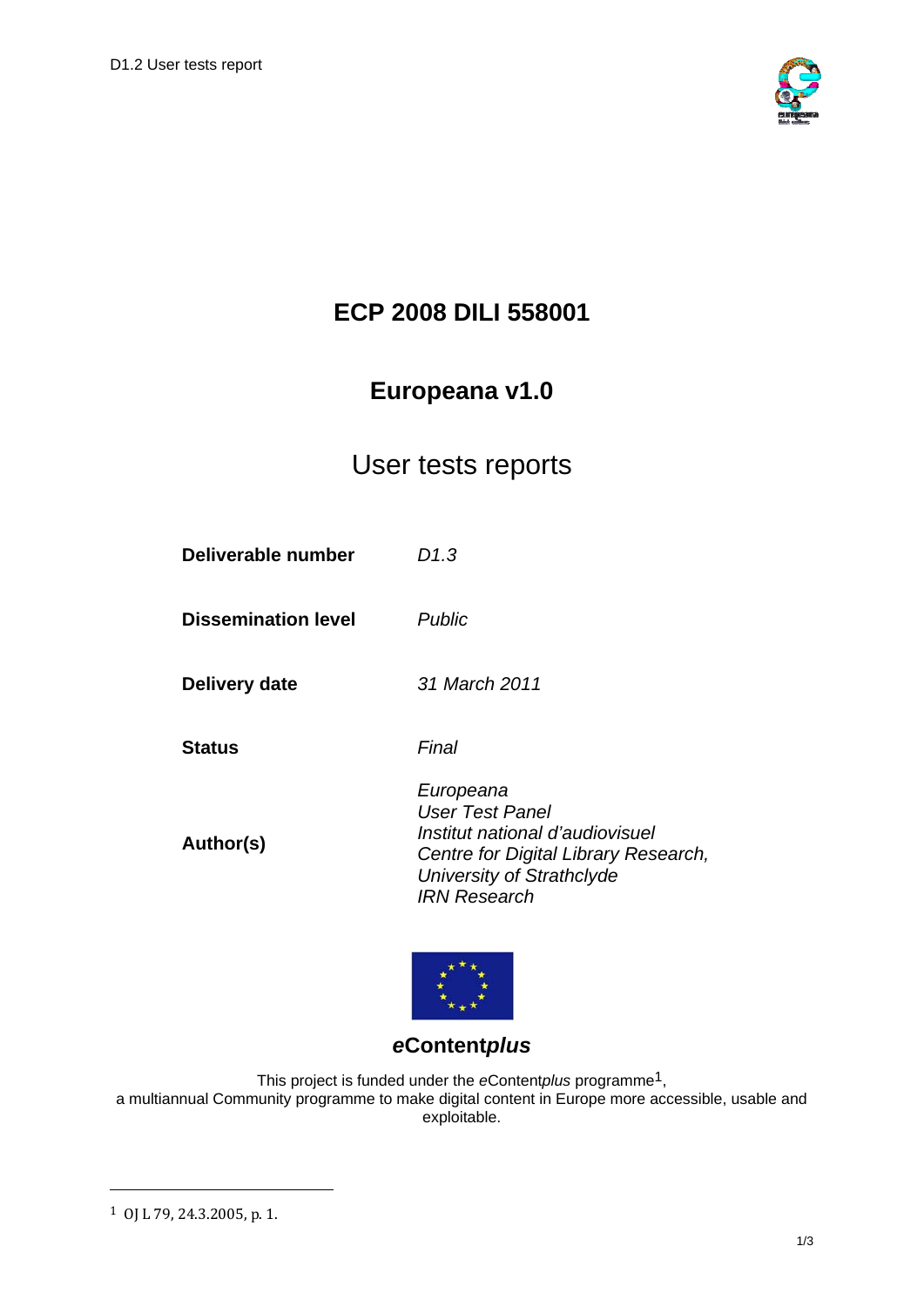# ECP 2008 DILI 558001

## Europeana v1.0

User tests reports

| | |
|---|---|
| **Deliverable number** | *D1.3* |
| **Dissemination level** | *Public* |
| **Delivery date** | *31 March 2011* |
| **Status** | *Final* |
| **Author(s)** | *Europeana*<br>*User Test Panel*<br>*Institut national d'audiovisuel*<br>*Centre for Digital Library Research, University of Strathclyde*<br>*IRN Research* |

***e*Content*plus***

This project is funded under the *e*Content*plus* programme[1],
a multiannual Community programme to make digital content in Europe more accessible, usable and exploitable.

[1] OJ L 79, 24.3.2005, p. 1.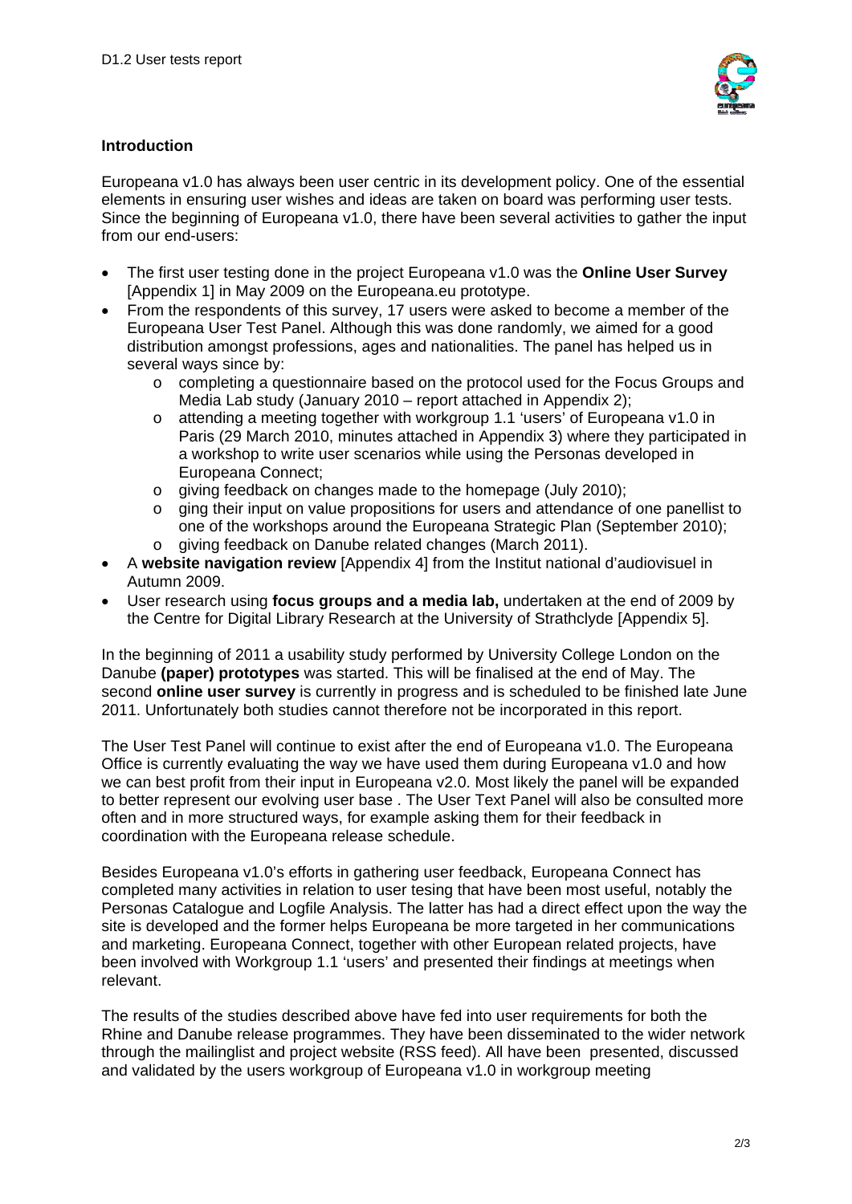**Introduction**

Europeana v1.0 has always been user centric in its development policy. One of the essential elements in ensuring user wishes and ideas are taken on board was performing user tests. Since the beginning of Europeana v1.0, there have been several activities to gather the input from our end-users:

- The first user testing done in the project Europeana v1.0 was the **Online User Survey** [Appendix 1] in May 2009 on the Europeana.eu prototype.
- From the respondents of this survey, 17 users were asked to become a member of the Europeana User Test Panel. Although this was done randomly, we aimed for a good distribution amongst professions, ages and nationalities. The panel has helped us in several ways since by:
  - completing a questionnaire based on the protocol used for the Focus Groups and Media Lab study (January 2010 – report attached in Appendix 2);
  - attending a meeting together with workgroup 1.1 'users' of Europeana v1.0 in Paris (29 March 2010, minutes attached in Appendix 3) where they participated in a workshop to write user scenarios while using the Personas developed in Europeana Connect;
  - giving feedback on changes made to the homepage (July 2010);
  - ging their input on value propositions for users and attendance of one panellist to one of the workshops around the Europeana Strategic Plan (September 2010);
  - giving feedback on Danube related changes (March 2011).
- A **website navigation review** [Appendix 4] from the Institut national d'audiovisuel in Autumn 2009.
- User research using **focus groups and a media lab,** undertaken at the end of 2009 by the Centre for Digital Library Research at the University of Strathclyde [Appendix 5].

In the beginning of 2011 a usability study performed by University College London on the Danube **(paper) prototypes** was started. This will be finalised at the end of May. The second **online user survey** is currently in progress and is scheduled to be finished late June 2011. Unfortunately both studies cannot therefore not be incorporated in this report.

The User Test Panel will continue to exist after the end of Europeana v1.0. The Europeana Office is currently evaluating the way we have used them during Europeana v1.0 and how we can best profit from their input in Europeana v2.0. Most likely the panel will be expanded to better represent our evolving user base . The User Text Panel will also be consulted more often and in more structured ways, for example asking them for their feedback in coordination with the Europeana release schedule.

Besides Europeana v1.0's efforts in gathering user feedback, Europeana Connect has completed many activities in relation to user tesing that have been most useful, notably the Personas Catalogue and Logfile Analysis. The latter has had a direct effect upon the way the site is developed and the former helps Europeana be more targeted in her communications and marketing. Europeana Connect, together with other European related projects, have been involved with Workgroup 1.1 'users' and presented their findings at meetings when relevant.

The results of the studies described above have fed into user requirements for both the Rhine and Danube release programmes. They have been disseminated to the wider network through the mailinglist and project website (RSS feed). All have been presented, discussed and validated by the users workgroup of Europeana v1.0 in workgroup meeting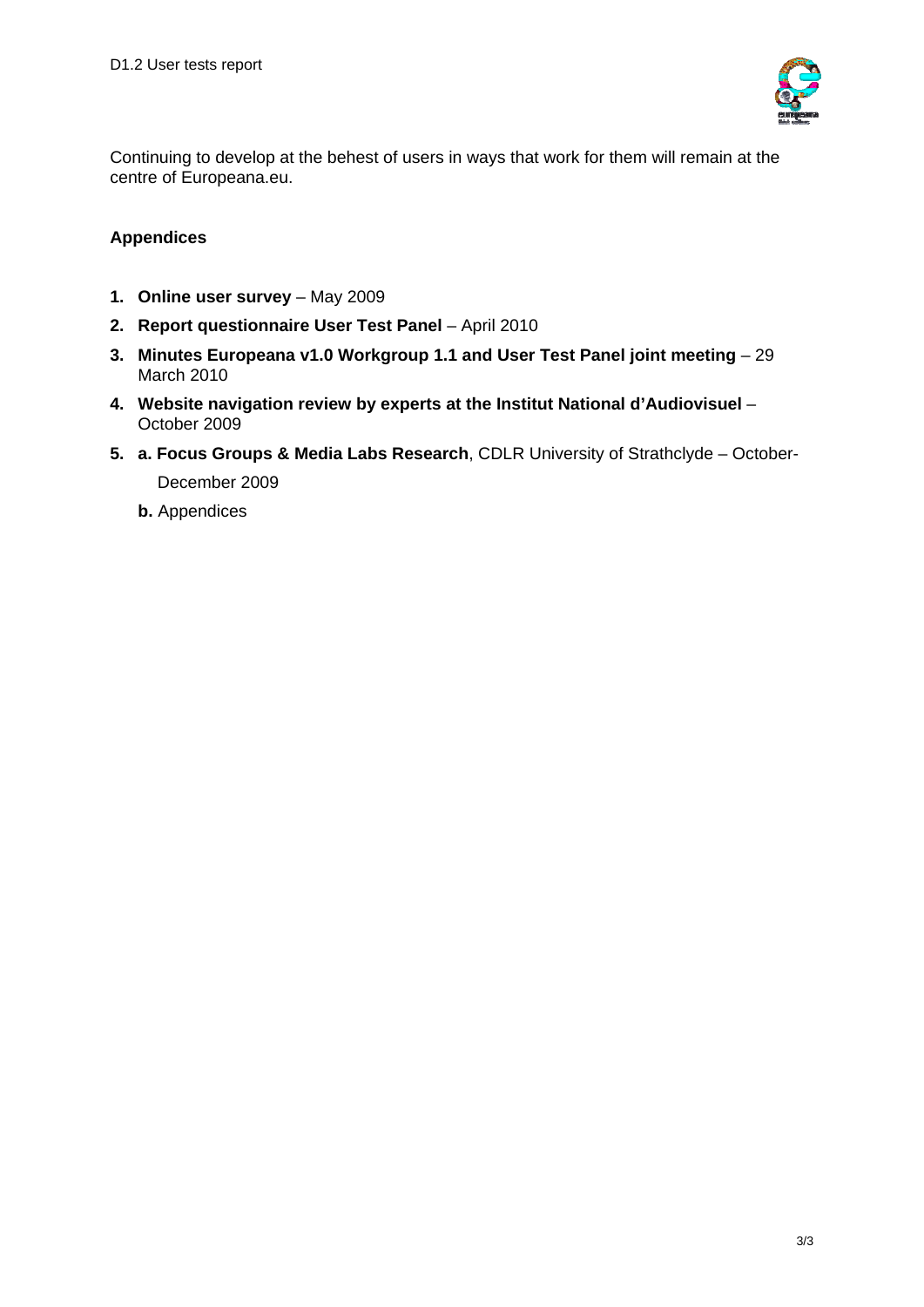Continuing to develop at the behest of users in ways that work for them will remain at the centre of Europeana.eu.

**Appendices**

1. **Online user survey** – May 2009
2. **Report questionnaire User Test Panel** – April 2010
3. **Minutes Europeana v1.0 Workgroup 1.1 and User Test Panel joint meeting** – 29 March 2010
4. **Website navigation review by experts at the Institut National d'Audiovisuel** – October 2009
5. **a. Focus Groups & Media Labs Research**, CDLR University of Strathclyde – October-December 2009

   **b.** Appendices